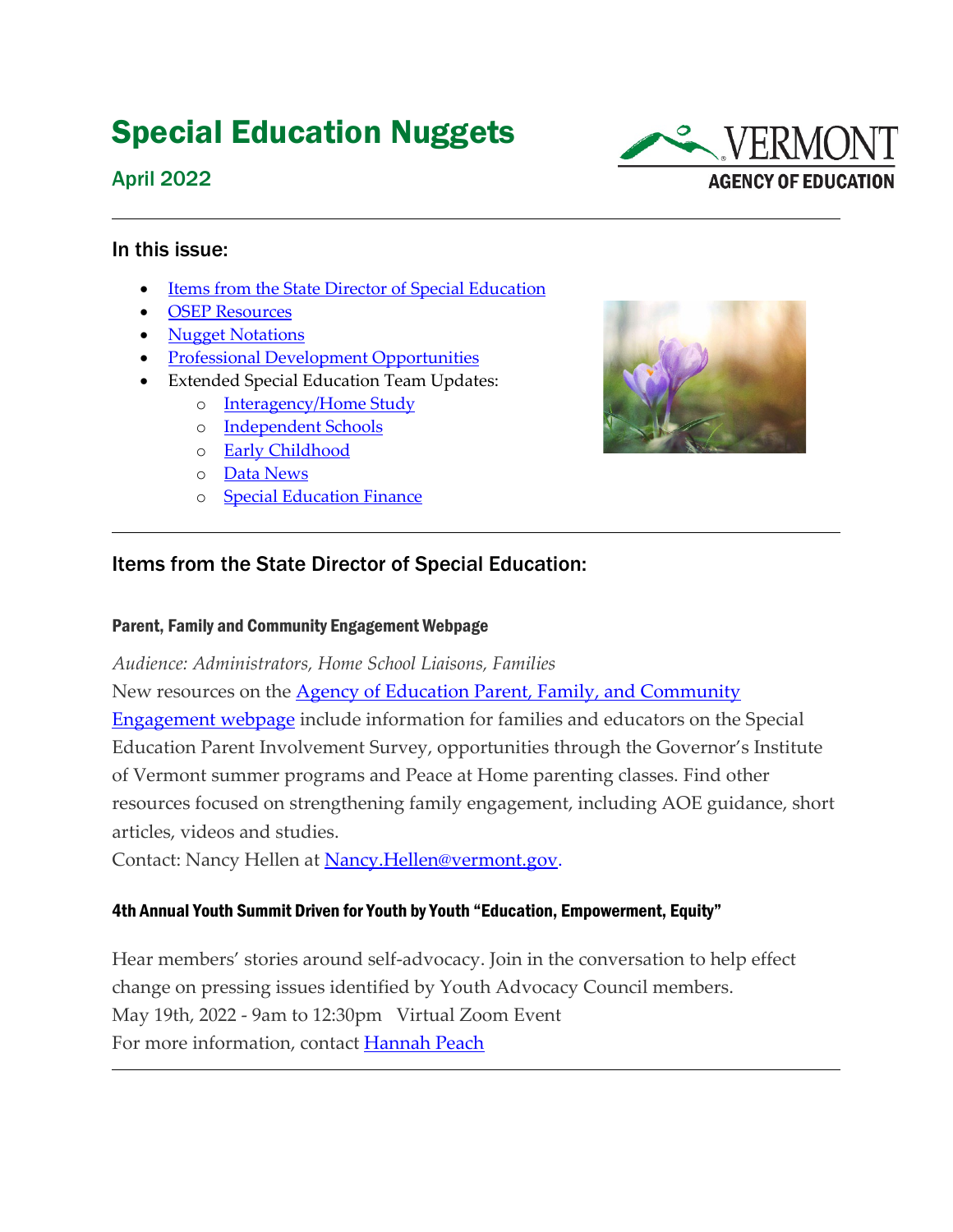# Special Education Nuggets

April 2022

## In this issue:

- Items from the State Director of Special Education
- OSEP Resources
- Nugget Notations
- Professional Development Opportunities
- Extended Special Education Team Updates:
    - Interagency/Home Study
    - Independent Schools
    - Early Childhood
    - Data News
    - Special Education Finance

## Items from the State Director of Special Education:

### Parent, Family and Community Engagement Webpage

*Audience: Administrators, Home School Liaisons, Families*

New resources on the Agency of Education Parent, Family, and Community Engagement webpage include information for families and educators on the Special Education Parent Involvement Survey, opportunities through the Governor's Institute of Vermont summer programs and Peace at Home parenting classes. Find other resources focused on strengthening family engagement, including AOE guidance, short articles, videos and studies.

Contact: Nancy Hellen at Nancy.Hellen@vermont.gov.

### 4th Annual Youth Summit Driven for Youth by Youth "Education, Empowerment, Equity"

Hear members' stories around self-advocacy. Join in the conversation to help effect change on pressing issues identified by Youth Advocacy Council members.

May 19th, 2022 - 9am to 12:30pm Virtual Zoom Event

For more information, contact Hannah Peach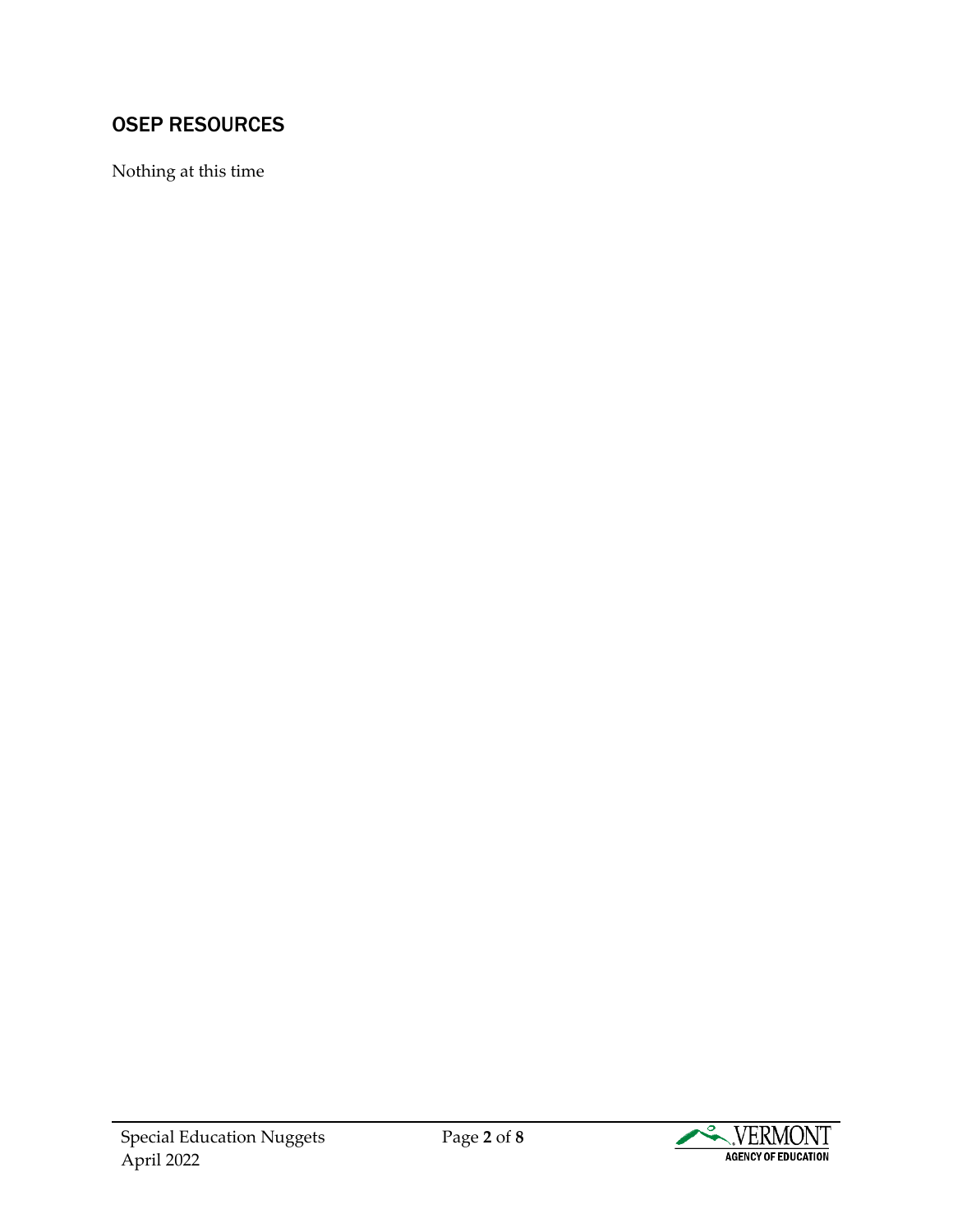## OSEP RESOURCES

Nothing at this time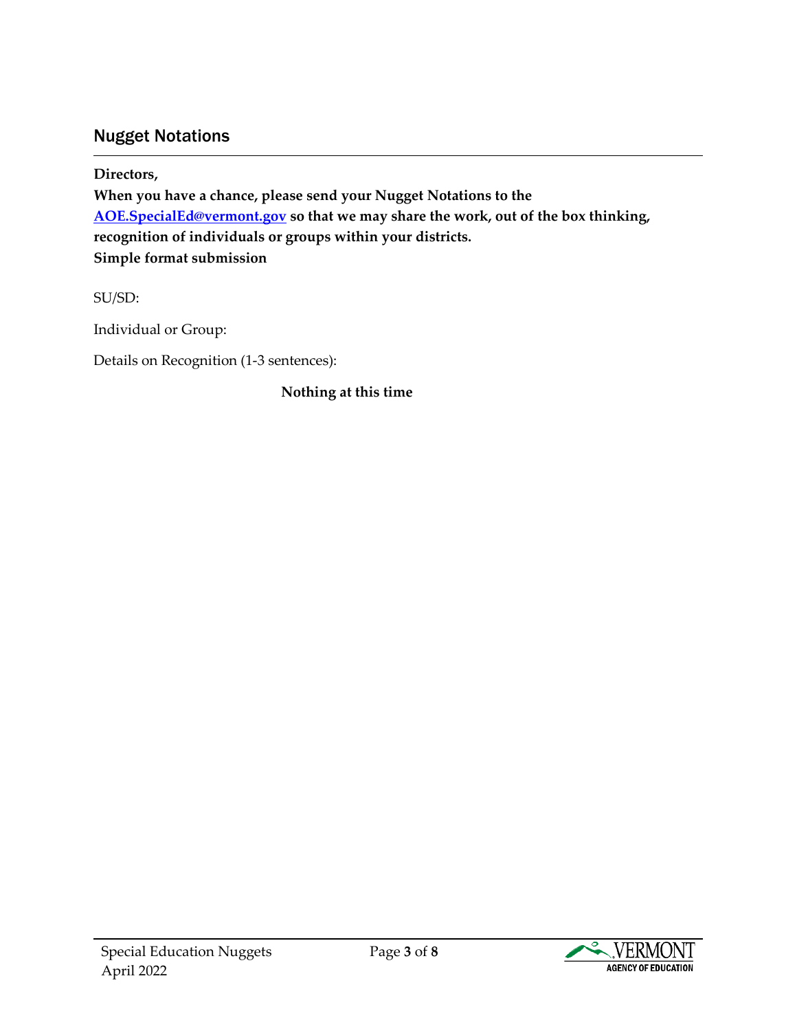## Nugget Notations

**Directors,**
**When you have a chance, please send your Nugget Notations to the [AOE.SpecialEd@vermont.gov](mailto:AOE.SpecialEd@vermont.gov) so that we may share the work, out of the box thinking, recognition of individuals or groups within your districts.**
**Simple format submission**

SU/SD:

Individual or Group:

Details on Recognition (1-3 sentences):

**Nothing at this time**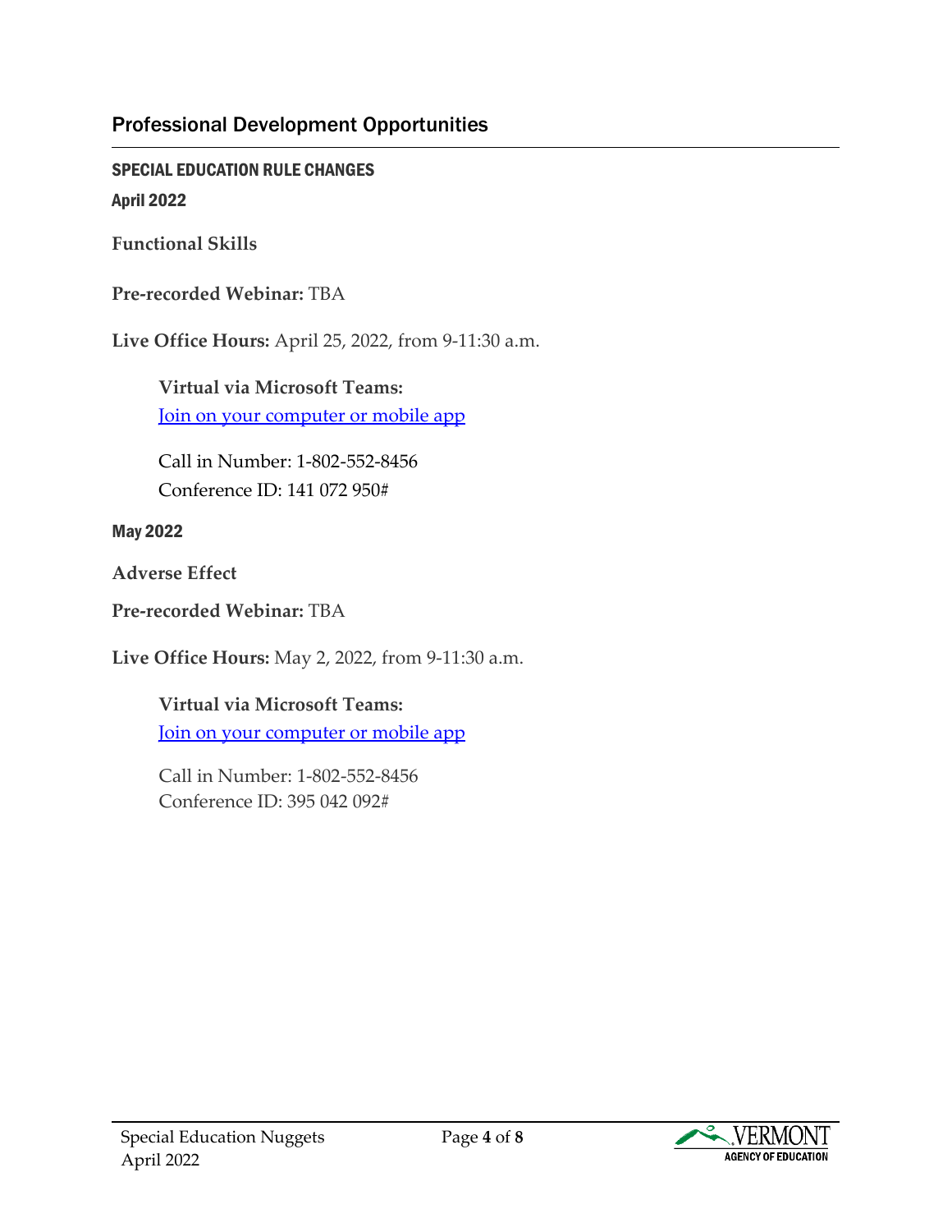## Professional Development Opportunities

### SPECIAL EDUCATION RULE CHANGES

#### April 2022

**Functional Skills**

**Pre-recorded Webinar:** TBA

**Live Office Hours:** April 25, 2022, from 9-11:30 a.m.

> **Virtual via Microsoft Teams:**
> [Join on your computer or mobile app]()
>
> Call in Number: 1-802-552-8456
> Conference ID: 141 072 950#

#### May 2022

**Adverse Effect**

**Pre-recorded Webinar:** TBA

**Live Office Hours:** May 2, 2022, from 9-11:30 a.m.

> **Virtual via Microsoft Teams:**
> [Join on your computer or mobile app]()
>
> Call in Number: 1-802-552-8456
> Conference ID: 395 042 092#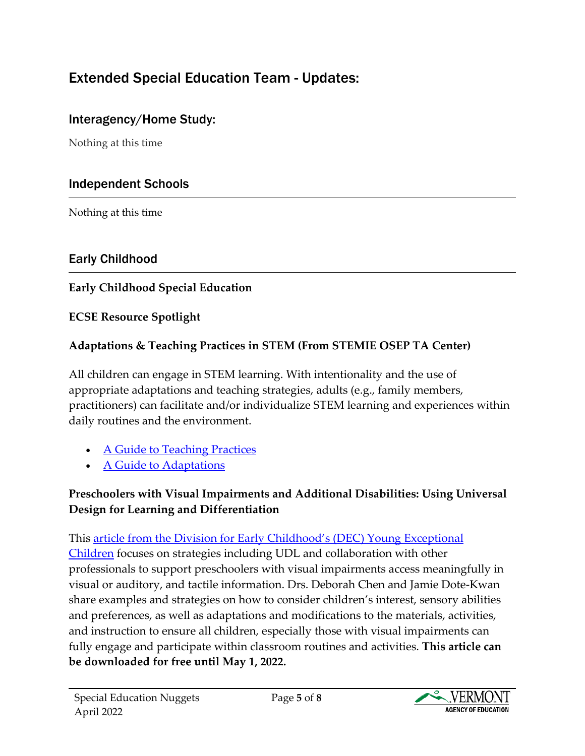## Extended Special Education Team - Updates:

### Interagency/Home Study:

Nothing at this time

### Independent Schools

Nothing at this time

### Early Childhood

**Early Childhood Special Education**

**ECSE Resource Spotlight**

**Adaptations & Teaching Practices in STEM (From STEMIE OSEP TA Center)**

All children can engage in STEM learning. With intentionality and the use of appropriate adaptations and teaching strategies, adults (e.g., family members, practitioners) can facilitate and/or individualize STEM learning and experiences within daily routines and the environment.

- A Guide to Teaching Practices
- A Guide to Adaptations

**Preschoolers with Visual Impairments and Additional Disabilities: Using Universal Design for Learning and Differentiation**

This article from the Division for Early Childhood's (DEC) Young Exceptional Children focuses on strategies including UDL and collaboration with other professionals to support preschoolers with visual impairments access meaningfully in visual or auditory, and tactile information. Drs. Deborah Chen and Jamie Dote-Kwan share examples and strategies on how to consider children's interest, sensory abilities and preferences, as well as adaptations and modifications to the materials, activities, and instruction to ensure all children, especially those with visual impairments can fully engage and participate within classroom routines and activities. **This article can be downloaded for free until May 1, 2022.**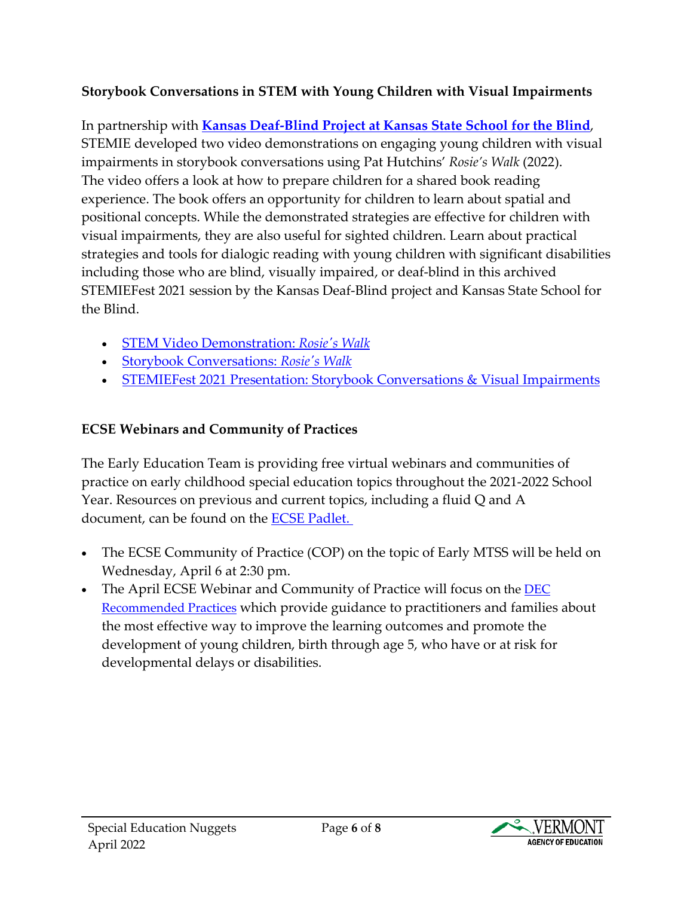**Storybook Conversations in STEM with Young Children with Visual Impairments**

In partnership with **Kansas Deaf-Blind Project at Kansas State School for the Blind**, STEMIE developed two video demonstrations on engaging young children with visual impairments in storybook conversations using Pat Hutchins' *Rosie's Walk* (2022). The video offers a look at how to prepare children for a shared book reading experience. The book offers an opportunity for children to learn about spatial and positional concepts. While the demonstrated strategies are effective for children with visual impairments, they are also useful for sighted children. Learn about practical strategies and tools for dialogic reading with young children with significant disabilities including those who are blind, visually impaired, or deaf-blind in this archived STEMIEFest 2021 session by the Kansas Deaf-Blind project and Kansas State School for the Blind.

- STEM Video Demonstration: *Rosie's Walk*
- Storybook Conversations: *Rosie's Walk*
- STEMIEFest 2021 Presentation: Storybook Conversations & Visual Impairments

**ECSE Webinars and Community of Practices**

The Early Education Team is providing free virtual webinars and communities of practice on early childhood special education topics throughout the 2021-2022 School Year. Resources on previous and current topics, including a fluid Q and A document, can be found on the ECSE Padlet.

- The ECSE Community of Practice (COP) on the topic of Early MTSS will be held on Wednesday, April 6 at 2:30 pm.
- The April ECSE Webinar and Community of Practice will focus on the DEC Recommended Practices which provide guidance to practitioners and families about the most effective way to improve the learning outcomes and promote the development of young children, birth through age 5, who have or at risk for developmental delays or disabilities.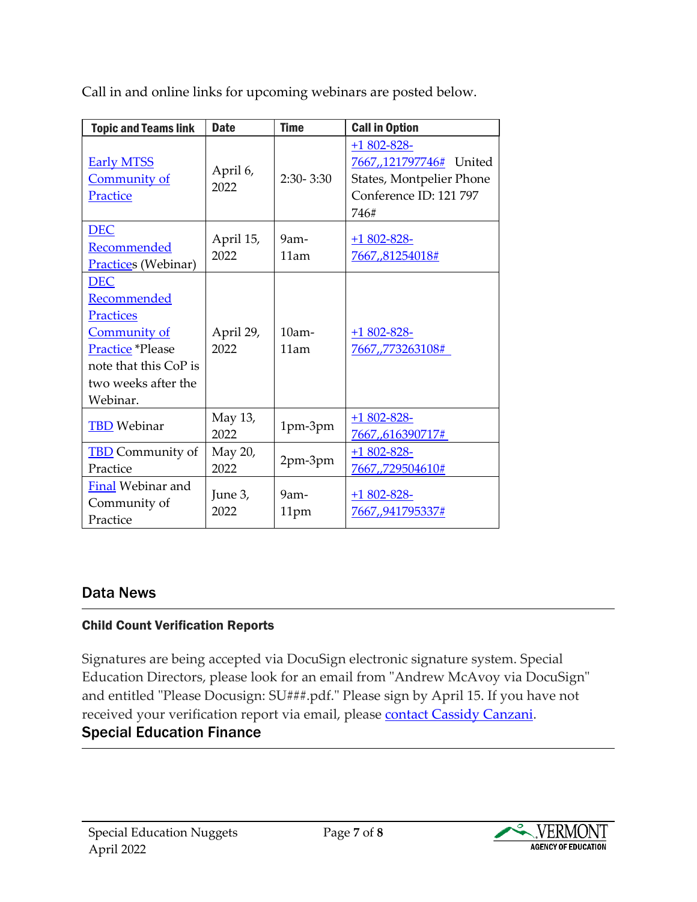Call in and online links for upcoming webinars are posted below.

| Topic and Teams link | Date | Time | Call in Option |
| --- | --- | --- | --- |
| Early MTSS Community of Practice | April 6, 2022 | 2:30- 3:30 | +1 802-828-7667,,121797746# United States, Montpelier Phone Conference ID: 121 797 746# |
| DEC Recommended Practices (Webinar) | April 15, 2022 | 9am-11am | +1 802-828-7667,,81254018# |
| DEC Recommended Practices Community of Practice *Please note that this CoP is two weeks after the Webinar. | April 29, 2022 | 10am-11am | +1 802-828-7667,,773263108# |
| TBD Webinar | May 13, 2022 | 1pm-3pm | +1 802-828-7667,,616390717# |
| TBD Community of Practice | May 20, 2022 | 2pm-3pm | +1 802-828-7667,,729504610# |
| Final Webinar and Community of Practice | June 3, 2022 | 9am-11pm | +1 802-828-7667,,941795337# |

## Data News

### Child Count Verification Reports

Signatures are being accepted via DocuSign electronic signature system. Special Education Directors, please look for an email from "Andrew McAvoy via DocuSign" and entitled "Please Docusign: SU###.pdf." Please sign by April 15. If you have not received your verification report via email, please contact Cassidy Canzani.

## Special Education Finance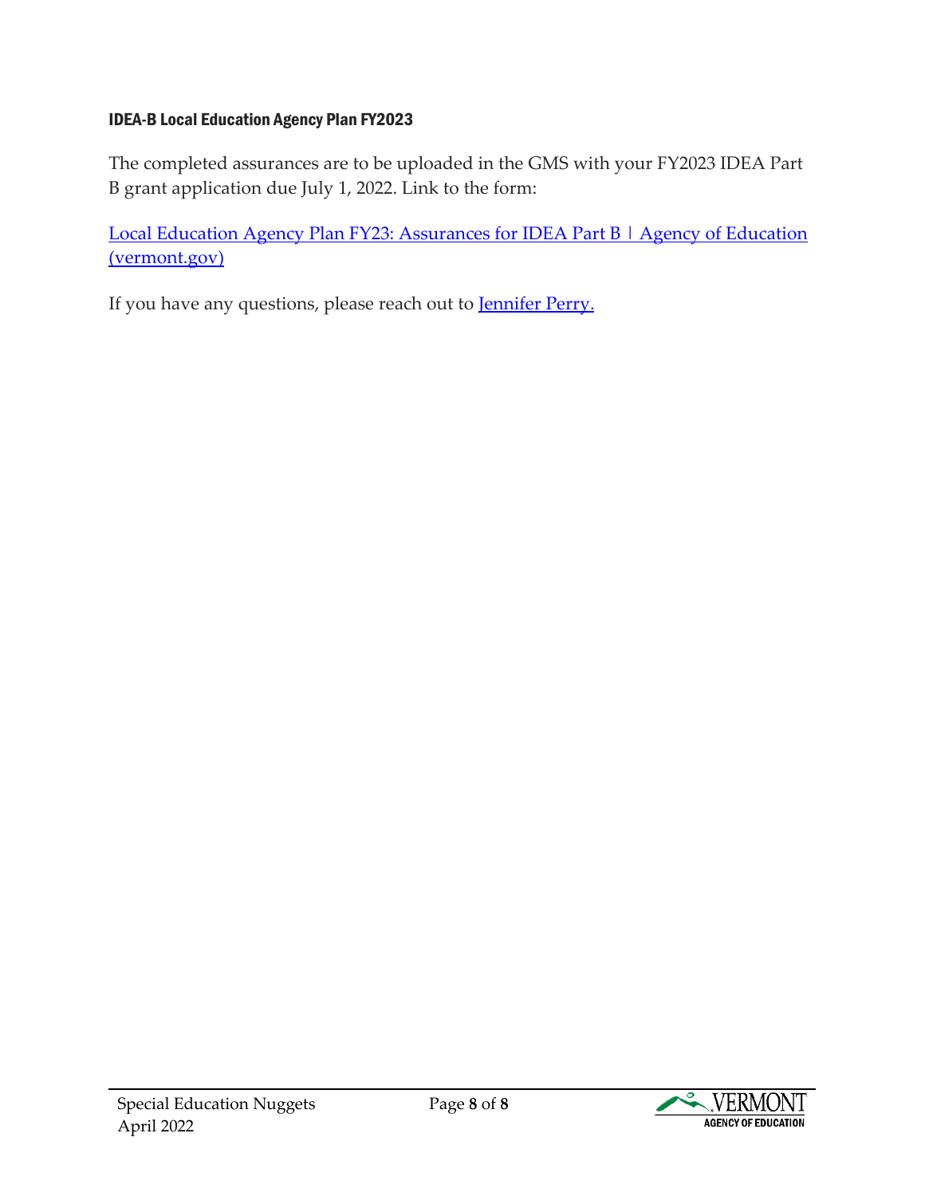### IDEA-B Local Education Agency Plan FY2023

The completed assurances are to be uploaded in the GMS with your FY2023 IDEA Part B grant application due July 1, 2022. Link to the form:

Local Education Agency Plan FY23: Assurances for IDEA Part B | Agency of Education (vermont.gov)

If you have any questions, please reach out to Jennifer Perry.